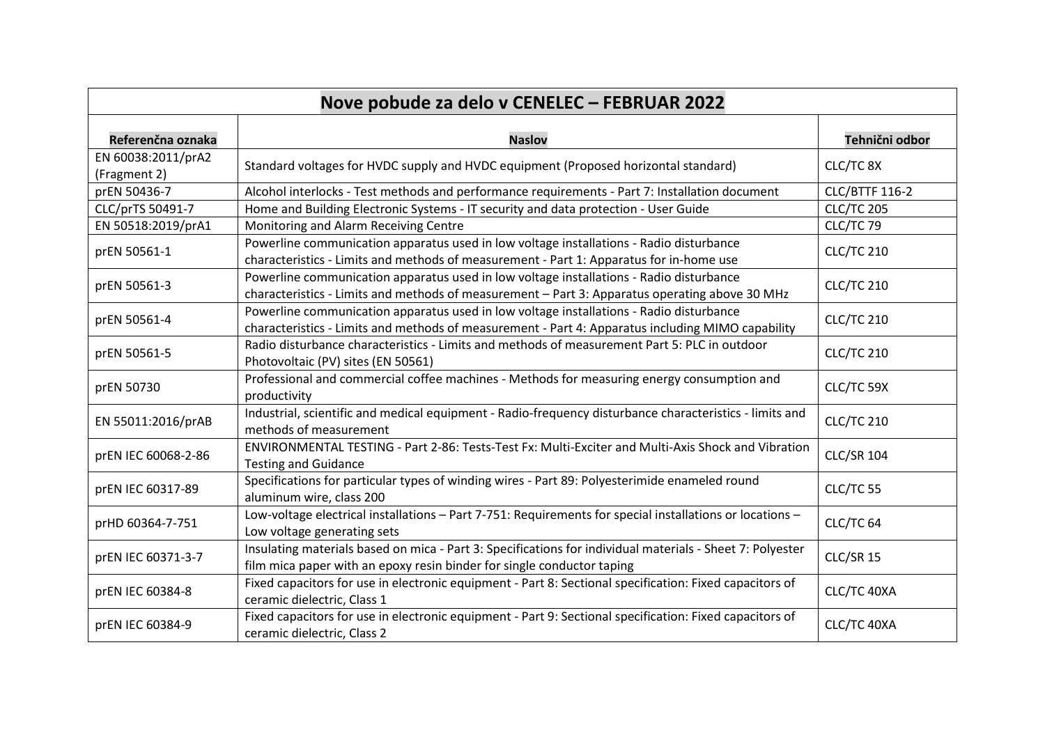# Nove pobude za delo v CENELEC – FEBRUAR 2022

| Referenčna oznaka | Naslov | Tehnični odbor |
|---|---|---|
| EN 60038:2011/prA2 (Fragment 2) | Standard voltages for HVDC supply and HVDC equipment (Proposed horizontal standard) | CLC/TC 8X |
| prEN 50436-7 | Alcohol interlocks - Test methods and performance requirements - Part 7: Installation document | CLC/BTTF 116-2 |
| CLC/prTS 50491-7 | Home and Building Electronic Systems - IT security and data protection - User Guide | CLC/TC 205 |
| EN 50518:2019/prA1 | Monitoring and Alarm Receiving Centre | CLC/TC 79 |
| prEN 50561-1 | Powerline communication apparatus used in low voltage installations - Radio disturbance characteristics - Limits and methods of measurement - Part 1: Apparatus for in-home use | CLC/TC 210 |
| prEN 50561-3 | Powerline communication apparatus used in low voltage installations - Radio disturbance characteristics - Limits and methods of measurement – Part 3: Apparatus operating above 30 MHz | CLC/TC 210 |
| prEN 50561-4 | Powerline communication apparatus used in low voltage installations - Radio disturbance characteristics - Limits and methods of measurement - Part 4: Apparatus including MIMO capability | CLC/TC 210 |
| prEN 50561-5 | Radio disturbance characteristics - Limits and methods of measurement Part 5: PLC in outdoor Photovoltaic (PV) sites (EN 50561) | CLC/TC 210 |
| prEN 50730 | Professional and commercial coffee machines - Methods for measuring energy consumption and productivity | CLC/TC 59X |
| EN 55011:2016/prAB | Industrial, scientific and medical equipment - Radio-frequency disturbance characteristics - limits and methods of measurement | CLC/TC 210 |
| prEN IEC 60068-2-86 | ENVIRONMENTAL TESTING - Part 2-86: Tests-Test Fx: Multi-Exciter and Multi-Axis Shock and Vibration Testing and Guidance | CLC/SR 104 |
| prEN IEC 60317-89 | Specifications for particular types of winding wires - Part 89: Polyesterimide enameled round aluminum wire, class 200 | CLC/TC 55 |
| prHD 60364-7-751 | Low-voltage electrical installations – Part 7-751: Requirements for special installations or locations – Low voltage generating sets | CLC/TC 64 |
| prEN IEC 60371-3-7 | Insulating materials based on mica - Part 3: Specifications for individual materials - Sheet 7: Polyester film mica paper with an epoxy resin binder for single conductor taping | CLC/SR 15 |
| prEN IEC 60384-8 | Fixed capacitors for use in electronic equipment - Part 8: Sectional specification: Fixed capacitors of ceramic dielectric, Class 1 | CLC/TC 40XA |
| prEN IEC 60384-9 | Fixed capacitors for use in electronic equipment - Part 9: Sectional specification: Fixed capacitors of ceramic dielectric, Class 2 | CLC/TC 40XA |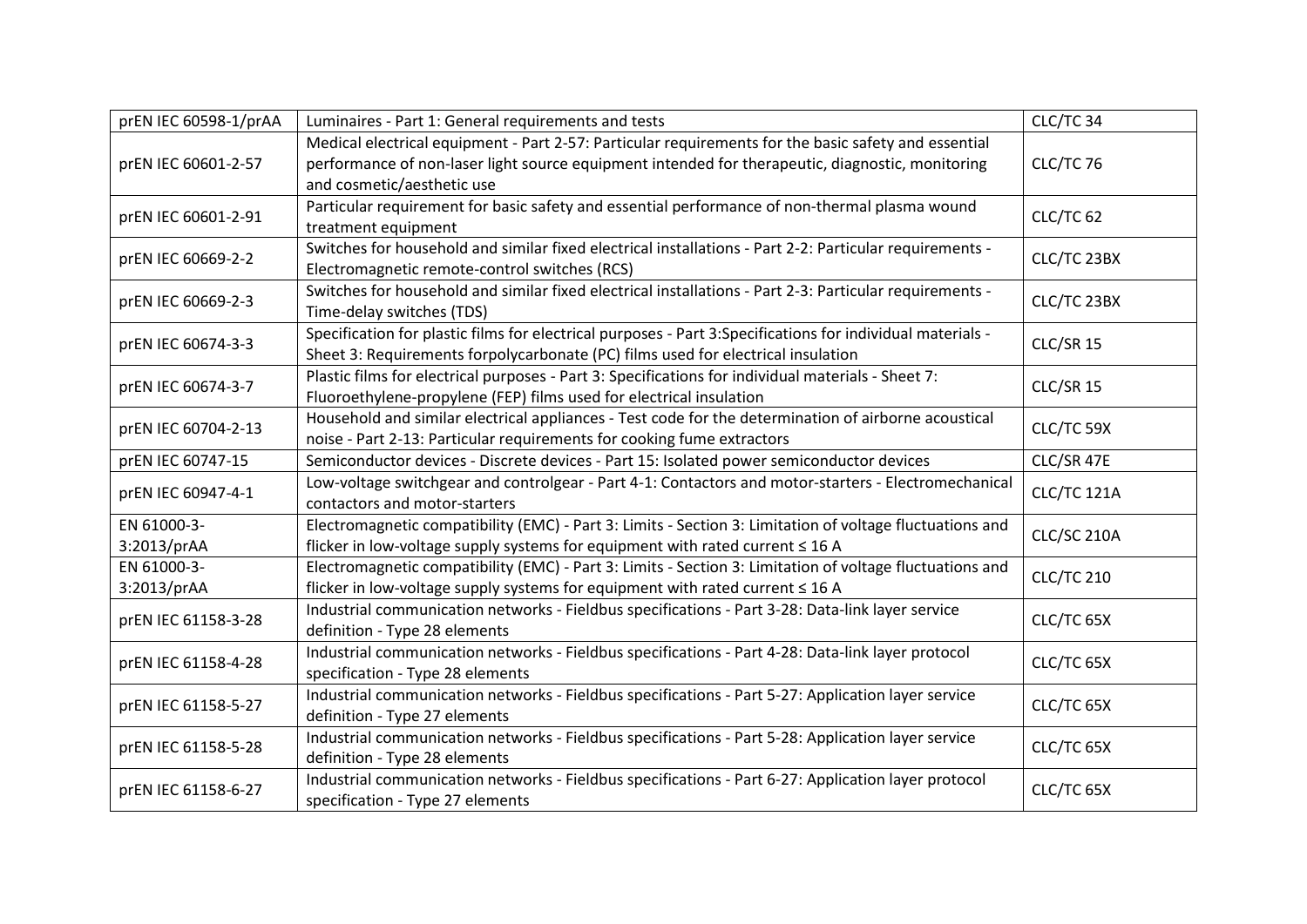| prEN IEC 60598-1/prAA | Luminaires - Part 1: General requirements and tests | CLC/TC 34 |
|---|---|---|
| prEN IEC 60601-2-57 | Medical electrical equipment - Part 2-57: Particular requirements for the basic safety and essential performance of non-laser light source equipment intended for therapeutic, diagnostic, monitoring and cosmetic/aesthetic use | CLC/TC 76 |
| prEN IEC 60601-2-91 | Particular requirement for basic safety and essential performance of non-thermal plasma wound treatment equipment | CLC/TC 62 |
| prEN IEC 60669-2-2 | Switches for household and similar fixed electrical installations - Part 2-2: Particular requirements - Electromagnetic remote-control switches (RCS) | CLC/TC 23BX |
| prEN IEC 60669-2-3 | Switches for household and similar fixed electrical installations - Part 2-3: Particular requirements - Time-delay switches (TDS) | CLC/TC 23BX |
| prEN IEC 60674-3-3 | Specification for plastic films for electrical purposes - Part 3:Specifications for individual materials - Sheet 3: Requirements forpolycarbonate (PC) films used for electrical insulation | CLC/SR 15 |
| prEN IEC 60674-3-7 | Plastic films for electrical purposes - Part 3: Specifications for individual materials - Sheet 7: Fluoroethylene-propylene (FEP) films used for electrical insulation | CLC/SR 15 |
| prEN IEC 60704-2-13 | Household and similar electrical appliances - Test code for the determination of airborne acoustical noise - Part 2-13: Particular requirements for cooking fume extractors | CLC/TC 59X |
| prEN IEC 60747-15 | Semiconductor devices - Discrete devices - Part 15: Isolated power semiconductor devices | CLC/SR 47E |
| prEN IEC 60947-4-1 | Low-voltage switchgear and controlgear - Part 4-1: Contactors and motor-starters - Electromechanical contactors and motor-starters | CLC/TC 121A |
| EN 61000-3-3:2013/prAA | Electromagnetic compatibility (EMC) - Part 3: Limits - Section 3: Limitation of voltage fluctuations and flicker in low-voltage supply systems for equipment with rated current ≤ 16 A | CLC/SC 210A |
| EN 61000-3-3:2013/prAA | Electromagnetic compatibility (EMC) - Part 3: Limits - Section 3: Limitation of voltage fluctuations and flicker in low-voltage supply systems for equipment with rated current ≤ 16 A | CLC/TC 210 |
| prEN IEC 61158-3-28 | Industrial communication networks - Fieldbus specifications - Part 3-28: Data-link layer service definition - Type 28 elements | CLC/TC 65X |
| prEN IEC 61158-4-28 | Industrial communication networks - Fieldbus specifications - Part 4-28: Data-link layer protocol specification - Type 28 elements | CLC/TC 65X |
| prEN IEC 61158-5-27 | Industrial communication networks - Fieldbus specifications - Part 5-27: Application layer service definition - Type 27 elements | CLC/TC 65X |
| prEN IEC 61158-5-28 | Industrial communication networks - Fieldbus specifications - Part 5-28: Application layer service definition - Type 28 elements | CLC/TC 65X |
| prEN IEC 61158-6-27 | Industrial communication networks - Fieldbus specifications - Part 6-27: Application layer protocol specification - Type 27 elements | CLC/TC 65X |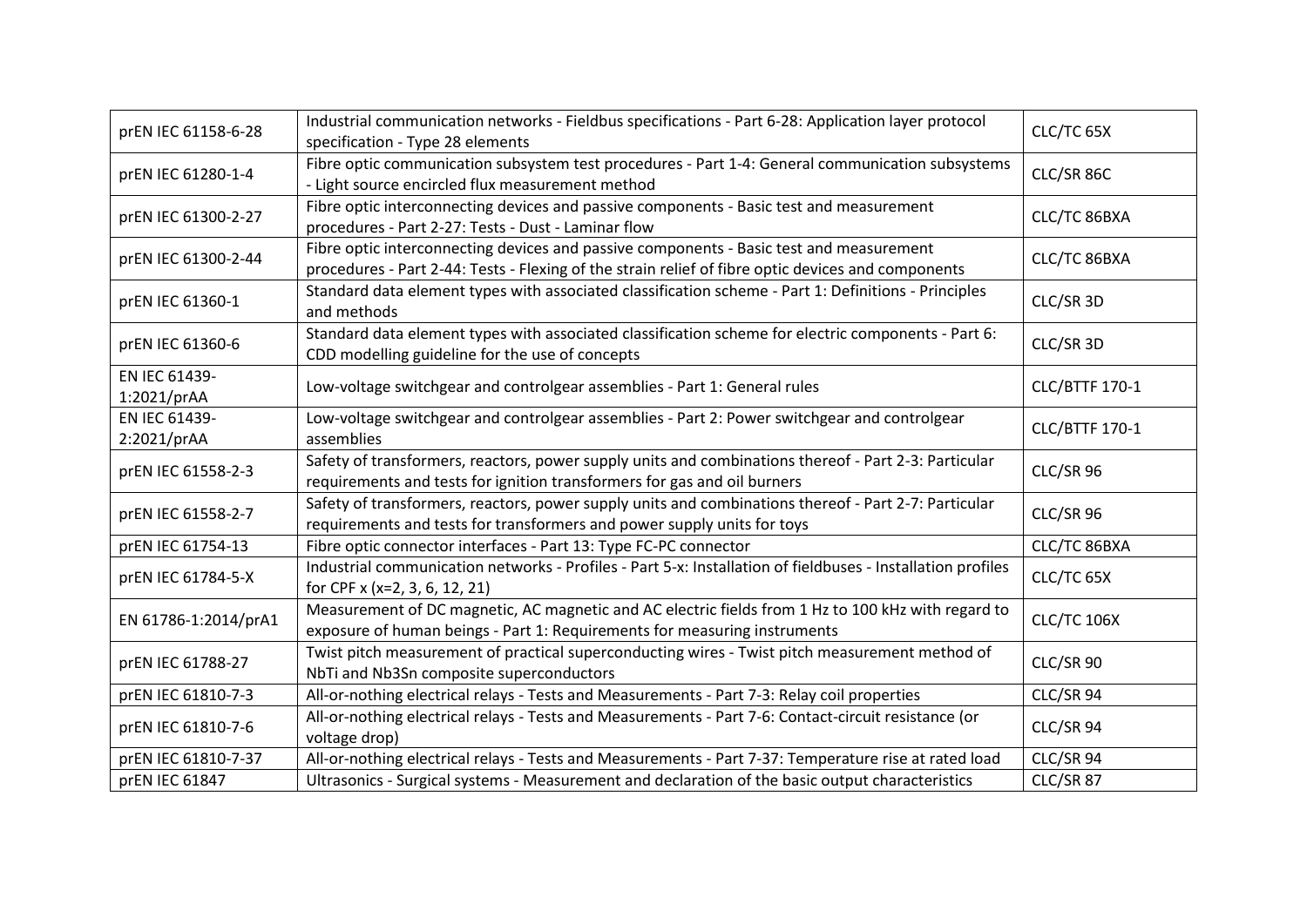| | | |
|---|---|---|
| prEN IEC 61158-6-28 | Industrial communication networks - Fieldbus specifications - Part 6-28: Application layer protocol specification - Type 28 elements | CLC/TC 65X |
| prEN IEC 61280-1-4 | Fibre optic communication subsystem test procedures - Part 1-4: General communication subsystems - Light source encircled flux measurement method | CLC/SR 86C |
| prEN IEC 61300-2-27 | Fibre optic interconnecting devices and passive components - Basic test and measurement procedures - Part 2-27: Tests - Dust - Laminar flow | CLC/TC 86BXA |
| prEN IEC 61300-2-44 | Fibre optic interconnecting devices and passive components - Basic test and measurement procedures - Part 2-44: Tests - Flexing of the strain relief of fibre optic devices and components | CLC/TC 86BXA |
| prEN IEC 61360-1 | Standard data element types with associated classification scheme - Part 1: Definitions - Principles and methods | CLC/SR 3D |
| prEN IEC 61360-6 | Standard data element types with associated classification scheme for electric components - Part 6: CDD modelling guideline for the use of concepts | CLC/SR 3D |
| EN IEC 61439-1:2021/prAA | Low-voltage switchgear and controlgear assemblies - Part 1: General rules | CLC/BTTF 170-1 |
| EN IEC 61439-2:2021/prAA | Low-voltage switchgear and controlgear assemblies - Part 2: Power switchgear and controlgear assemblies | CLC/BTTF 170-1 |
| prEN IEC 61558-2-3 | Safety of transformers, reactors, power supply units and combinations thereof - Part 2-3: Particular requirements and tests for ignition transformers for gas and oil burners | CLC/SR 96 |
| prEN IEC 61558-2-7 | Safety of transformers, reactors, power supply units and combinations thereof - Part 2-7: Particular requirements and tests for transformers and power supply units for toys | CLC/SR 96 |
| prEN IEC 61754-13 | Fibre optic connector interfaces - Part 13: Type FC-PC connector | CLC/TC 86BXA |
| prEN IEC 61784-5-X | Industrial communication networks - Profiles - Part 5-x: Installation of fieldbuses - Installation profiles for CPF x (x=2, 3, 6, 12, 21) | CLC/TC 65X |
| EN 61786-1:2014/prA1 | Measurement of DC magnetic, AC magnetic and AC electric fields from 1 Hz to 100 kHz with regard to exposure of human beings - Part 1: Requirements for measuring instruments | CLC/TC 106X |
| prEN IEC 61788-27 | Twist pitch measurement of practical superconducting wires - Twist pitch measurement method of NbTi and $Nb_3Sn$ composite superconductors | CLC/SR 90 |
| prEN IEC 61810-7-3 | All-or-nothing electrical relays - Tests and Measurements - Part 7-3: Relay coil properties | CLC/SR 94 |
| prEN IEC 61810-7-6 | All-or-nothing electrical relays - Tests and Measurements - Part 7-6: Contact-circuit resistance (or voltage drop) | CLC/SR 94 |
| prEN IEC 61810-7-37 | All-or-nothing electrical relays - Tests and Measurements - Part 7-37: Temperature rise at rated load | CLC/SR 94 |
| prEN IEC 61847 | Ultrasonics - Surgical systems - Measurement and declaration of the basic output characteristics | CLC/SR 87 |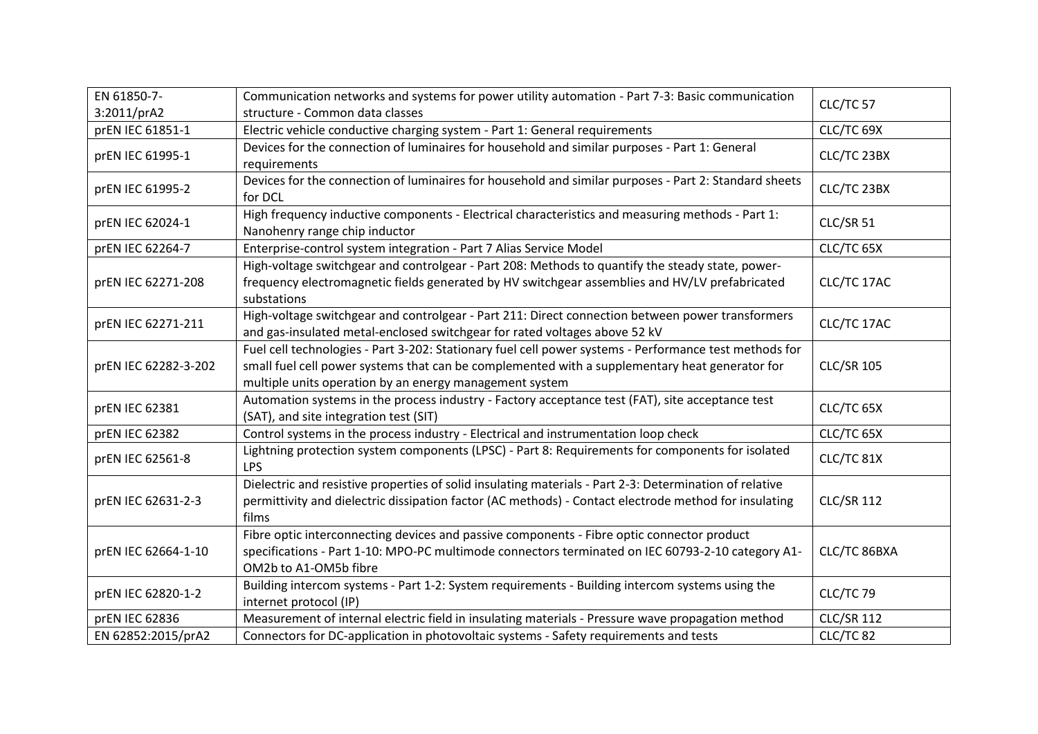| EN 61850-7-3:2011/prA2 | Communication networks and systems for power utility automation - Part 7-3: Basic communication structure - Common data classes | CLC/TC 57 |
|---|---|---|
| prEN IEC 61851-1 | Electric vehicle conductive charging system - Part 1: General requirements | CLC/TC 69X |
| prEN IEC 61995-1 | Devices for the connection of luminaires for household and similar purposes - Part 1: General requirements | CLC/TC 23BX |
| prEN IEC 61995-2 | Devices for the connection of luminaires for household and similar purposes - Part 2: Standard sheets for DCL | CLC/TC 23BX |
| prEN IEC 62024-1 | High frequency inductive components - Electrical characteristics and measuring methods - Part 1: Nanohenry range chip inductor | CLC/SR 51 |
| prEN IEC 62264-7 | Enterprise-control system integration - Part 7 Alias Service Model | CLC/TC 65X |
| prEN IEC 62271-208 | High-voltage switchgear and controlgear - Part 208: Methods to quantify the steady state, power-frequency electromagnetic fields generated by HV switchgear assemblies and HV/LV prefabricated substations | CLC/TC 17AC |
| prEN IEC 62271-211 | High-voltage switchgear and controlgear - Part 211: Direct connection between power transformers and gas-insulated metal-enclosed switchgear for rated voltages above 52 kV | CLC/TC 17AC |
| prEN IEC 62282-3-202 | Fuel cell technologies - Part 3-202: Stationary fuel cell power systems - Performance test methods for small fuel cell power systems that can be complemented with a supplementary heat generator for multiple units operation by an energy management system | CLC/SR 105 |
| prEN IEC 62381 | Automation systems in the process industry - Factory acceptance test (FAT), site acceptance test (SAT), and site integration test (SIT) | CLC/TC 65X |
| prEN IEC 62382 | Control systems in the process industry - Electrical and instrumentation loop check | CLC/TC 65X |
| prEN IEC 62561-8 | Lightning protection system components (LPSC) - Part 8: Requirements for components for isolated LPS | CLC/TC 81X |
| prEN IEC 62631-2-3 | Dielectric and resistive properties of solid insulating materials - Part 2-3: Determination of relative permittivity and dielectric dissipation factor (AC methods) - Contact electrode method for insulating films | CLC/SR 112 |
| prEN IEC 62664-1-10 | Fibre optic interconnecting devices and passive components - Fibre optic connector product specifications - Part 1-10: MPO-PC multimode connectors terminated on IEC 60793-2-10 category A1-OM2b to A1-OM5b fibre | CLC/TC 86BXA |
| prEN IEC 62820-1-2 | Building intercom systems - Part 1-2: System requirements - Building intercom systems using the internet protocol (IP) | CLC/TC 79 |
| prEN IEC 62836 | Measurement of internal electric field in insulating materials - Pressure wave propagation method | CLC/SR 112 |
| EN 62852:2015/prA2 | Connectors for DC-application in photovoltaic systems - Safety requirements and tests | CLC/TC 82 |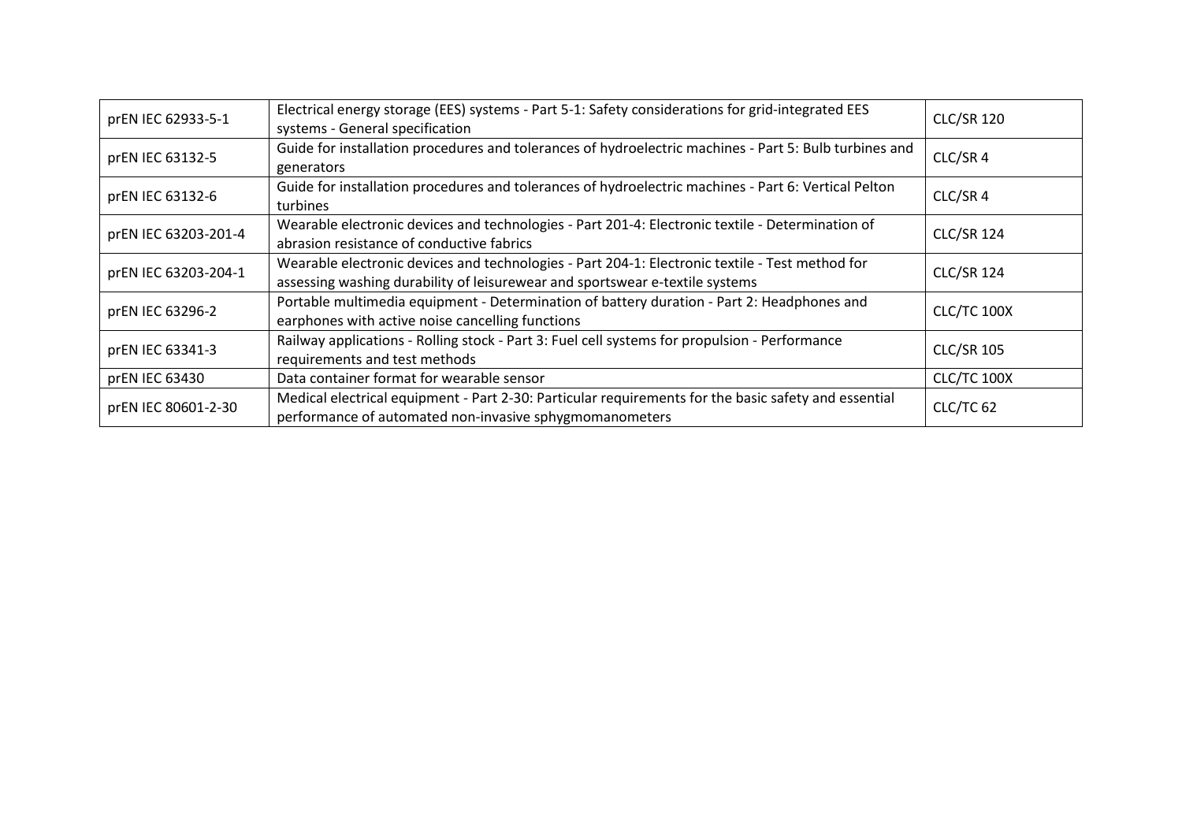| | | |
|---|---|---|
| prEN IEC 62933-5-1 | Electrical energy storage (EES) systems - Part 5-1: Safety considerations for grid-integrated EES systems - General specification | CLC/SR 120 |
| prEN IEC 63132-5 | Guide for installation procedures and tolerances of hydroelectric machines - Part 5: Bulb turbines and generators | CLC/SR 4 |
| prEN IEC 63132-6 | Guide for installation procedures and tolerances of hydroelectric machines - Part 6: Vertical Pelton turbines | CLC/SR 4 |
| prEN IEC 63203-201-4 | Wearable electronic devices and technologies - Part 201-4: Electronic textile - Determination of abrasion resistance of conductive fabrics | CLC/SR 124 |
| prEN IEC 63203-204-1 | Wearable electronic devices and technologies - Part 204-1: Electronic textile - Test method for assessing washing durability of leisurewear and sportswear e-textile systems | CLC/SR 124 |
| prEN IEC 63296-2 | Portable multimedia equipment - Determination of battery duration - Part 2: Headphones and earphones with active noise cancelling functions | CLC/TC 100X |
| prEN IEC 63341-3 | Railway applications - Rolling stock - Part 3: Fuel cell systems for propulsion - Performance requirements and test methods | CLC/SR 105 |
| prEN IEC 63430 | Data container format for wearable sensor | CLC/TC 100X |
| prEN IEC 80601-2-30 | Medical electrical equipment - Part 2-30: Particular requirements for the basic safety and essential performance of automated non-invasive sphygmomanometers | CLC/TC 62 |